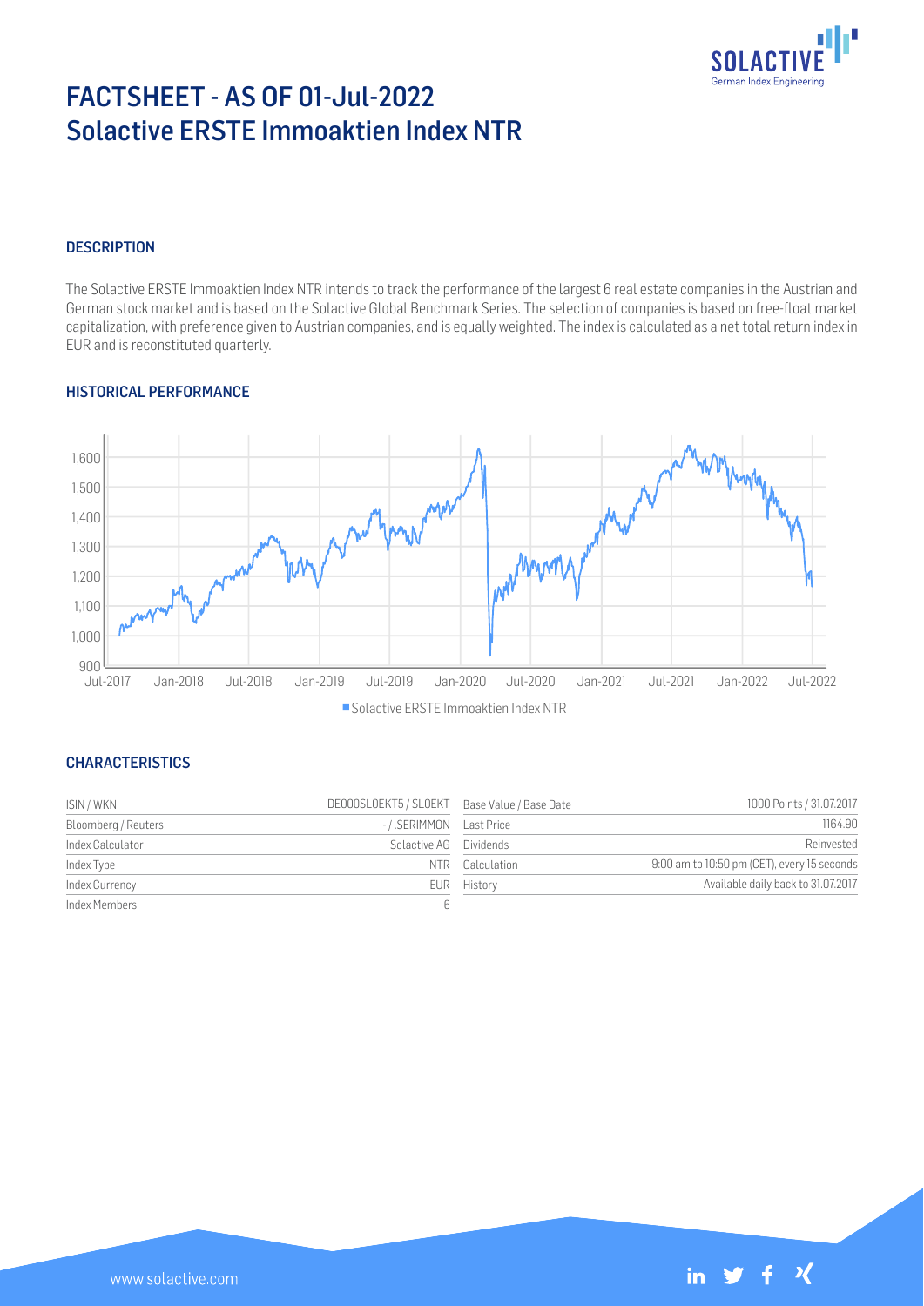# FACTSHEET - AS OF 01-Jul-2022
# Solactive ERSTE Immoaktien Index NTR

## DESCRIPTION

The Solactive ERSTE Immoaktien Index NTR intends to track the performance of the largest 6 real estate companies in the Austrian and German stock market and is based on the Solactive Global Benchmark Series. The selection of companies is based on free-float market capitalization, with preference given to Austrian companies, and is equally weighted. The index is calculated as a net total return index in EUR and is reconstituted quarterly.

## HISTORICAL PERFORMANCE

■ Solactive ERSTE Immoaktien Index NTR

## CHARACTERISTICS

| | | | |
|---|---|---|---|
| ISIN / WKN | DE000SLOEKT5 / SLOEKT | Base Value / Base Date | 1000 Points / 31.07.2017 |
| Bloomberg / Reuters | - / .SERIMMON | Last Price | 1164.90 |
| Index Calculator | Solactive AG | Dividends | Reinvested |
| Index Type | NTR | Calculation | 9:00 am to 10:50 pm (CET), every 15 seconds |
| Index Currency | EUR | History | Available daily back to 31.07.2017 |
| Index Members | 6 | | |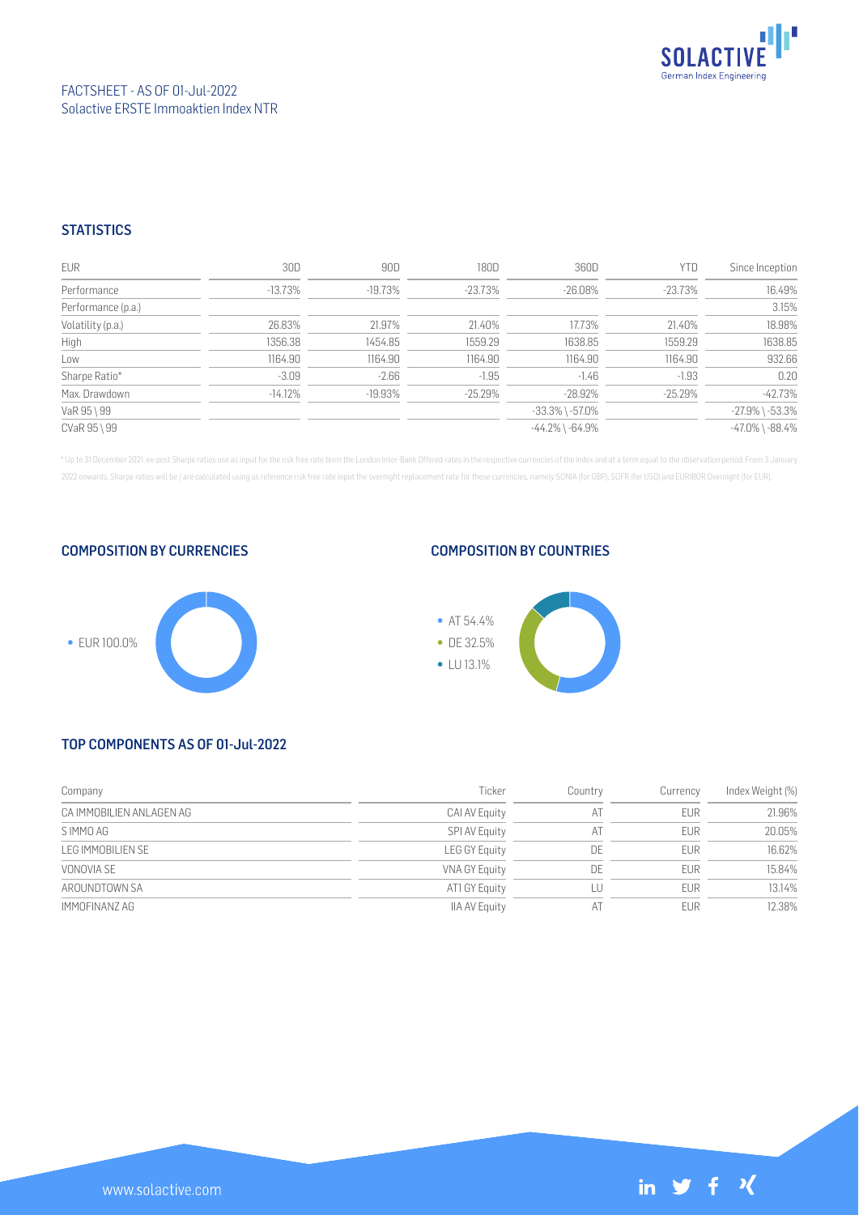FACTSHEET - AS OF 01-Jul-2022
Solactive ERSTE Immoaktien Index NTR

## STATISTICS

| EUR | 30D | 90D | 180D | 360D | YTD | Since Inception |
|---|---|---|---|---|---|---|
| Performance | -13.73% | -19.73% | -23.73% | -26.08% | -23.73% | 16.49% |
| Performance (p.a.) | | | | | | 3.15% |
| Volatility (p.a.) | 26.83% | 21.97% | 21.40% | 17.73% | 21.40% | 18.98% |
| High | 1356.38 | 1454.85 | 1559.29 | 1638.85 | 1559.29 | 1638.85 |
| Low | 1164.90 | 1164.90 | 1164.90 | 1164.90 | 1164.90 | 932.66 |
| Sharpe Ratio* | -3.09 | -2.66 | -1.95 | -1.46 | -1.93 | 0.20 |
| Max. Drawdown | -14.12% | -19.93% | -25.29% | -28.92% | -25.29% | -42.73% |
| VaR 95 \ 99 | | | | -33.3% \ -57.0% | | -27.9% \ -53.3% |
| CVaR 95 \ 99 | | | | -44.2% \ -64.9% | | -47.0% \ -88.4% |

* Up to 31 December 2021, ex-post Sharpe ratios use as input for the risk free rate term the London Inter-Bank Offered rates in the respective currencies of the index and at a term equal to the observation period. From 3 January 2022 onwards, Sharpe ratios will be / are calculated using as reference risk free rate input the overnight replacement rate for these currencies, namely SONIA (for GBP), SOFR (for USD) and EURIBOR Overnight (for EUR).

## COMPOSITION BY CURRENCIES

- EUR 100.0%

## COMPOSITION BY COUNTRIES

- AT 54.4%
- DE 32.5%
- LU 13.1%

## TOP COMPONENTS AS OF 01-Jul-2022

| Company | Ticker | Country | Currency | Index Weight (%) |
|---|---|---|---|---|
| CA IMMOBILIEN ANLAGEN AG | CAI AV Equity | AT | EUR | 21.96% |
| S IMMO AG | SPI AV Equity | AT | EUR | 20.05% |
| LEG IMMOBILIEN SE | LEG GY Equity | DE | EUR | 16.62% |
| VONOVIA SE | VNA GY Equity | DE | EUR | 15.84% |
| AROUNDTOWN SA | AT1 GY Equity | LU | EUR | 13.14% |
| IMMOFINANZ AG | IIA AV Equity | AT | EUR | 12.38% |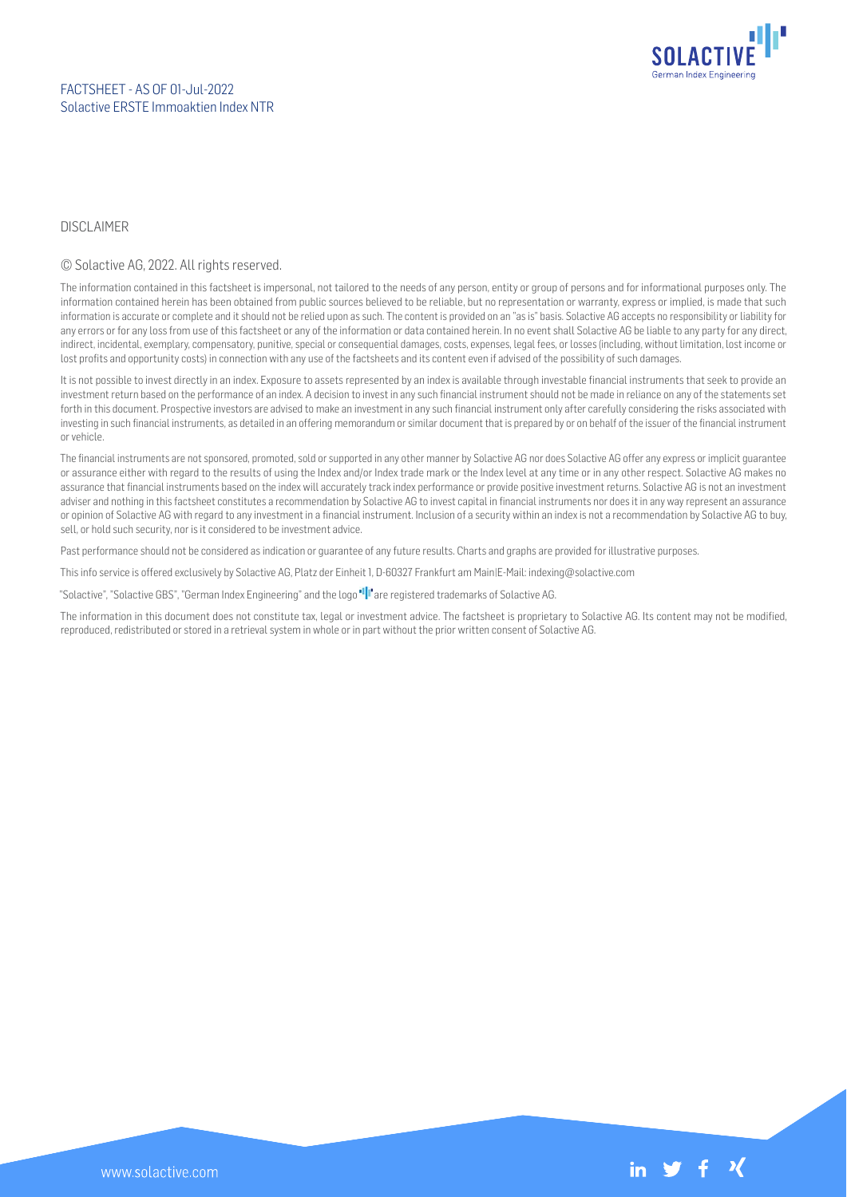## DISCLAIMER

© Solactive AG, 2022. All rights reserved.

The information contained in this factsheet is impersonal, not tailored to the needs of any person, entity or group of persons and for informational purposes only. The information contained herein has been obtained from public sources believed to be reliable, but no representation or warranty, express or implied, is made that such information is accurate or complete and it should not be relied upon as such. The content is provided on an "as is" basis. Solactive AG accepts no responsibility or liability for any errors or for any loss from use of this factsheet or any of the information or data contained herein. In no event shall Solactive AG be liable to any party for any direct, indirect, incidental, exemplary, compensatory, punitive, special or consequential damages, costs, expenses, legal fees, or losses (including, without limitation, lost income or lost profits and opportunity costs) in connection with any use of the factsheets and its content even if advised of the possibility of such damages.

It is not possible to invest directly in an index. Exposure to assets represented by an index is available through investable financial instruments that seek to provide an investment return based on the performance of an index. A decision to invest in any such financial instrument should not be made in reliance on any of the statements set forth in this document. Prospective investors are advised to make an investment in any such financial instrument only after carefully considering the risks associated with investing in such financial instruments, as detailed in an offering memorandum or similar document that is prepared by or on behalf of the issuer of the financial instrument or vehicle.

The financial instruments are not sponsored, promoted, sold or supported in any other manner by Solactive AG nor does Solactive AG offer any express or implicit guarantee or assurance either with regard to the results of using the Index and/or Index trade mark or the Index level at any time or in any other respect. Solactive AG makes no assurance that financial instruments based on the index will accurately track index performance or provide positive investment returns. Solactive AG is not an investment adviser and nothing in this factsheet constitutes a recommendation by Solactive AG to invest capital in financial instruments nor does it in any way represent an assurance or opinion of Solactive AG with regard to any investment in a financial instrument. Inclusion of a security within an index is not a recommendation by Solactive AG to buy, sell, or hold such security, nor is it considered to be investment advice.

Past performance should not be considered as indication or guarantee of any future results. Charts and graphs are provided for illustrative purposes.

This info service is offered exclusively by Solactive AG, Platz der Einheit 1, D-60327 Frankfurt am Main|E-Mail: indexing@solactive.com

"Solactive", "Solactive GBS", "German Index Engineering" and the logo are registered trademarks of Solactive AG.

The information in this document does not constitute tax, legal or investment advice. The factsheet is proprietary to Solactive AG. Its content may not be modified, reproduced, redistributed or stored in a retrieval system in whole or in part without the prior written consent of Solactive AG.